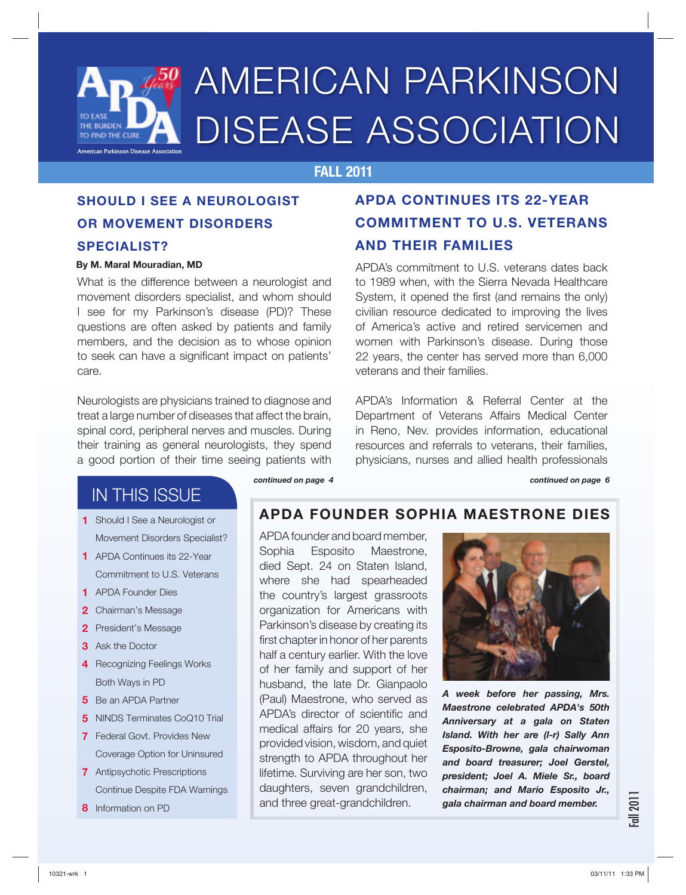# AMERICAN PARKINSON DISEASE ASSOCIATION

TO EASE THE BURDEN TO FIND THE CURE

American Parkinson Disease Association

**FALL 2011**

## SHOULD I SEE A NEUROLOGIST OR MOVEMENT DISORDERS SPECIALIST?

**By M. Maral Mouradian, MD**

What is the difference between a neurologist and movement disorders specialist, and whom should I see for my Parkinson's disease (PD)? These questions are often asked by patients and family members, and the decision as to whose opinion to seek can have a significant impact on patients' care.

Neurologists are physicians trained to diagnose and treat a large number of diseases that affect the brain, spinal cord, peripheral nerves and muscles. During their training as general neurologists, they spend a good portion of their time seeing patients with

***continued on page 4***

## APDA CONTINUES ITS 22-YEAR COMMITMENT TO U.S. VETERANS AND THEIR FAMILIES

APDA's commitment to U.S. veterans dates back to 1989 when, with the Sierra Nevada Healthcare System, it opened the first (and remains the only) civilian resource dedicated to improving the lives of America's active and retired servicemen and women with Parkinson's disease. During those 22 years, the center has served more than 6,000 veterans and their families.

APDA's Information & Referral Center at the Department of Veterans Affairs Medical Center in Reno, Nev. provides information, educational resources and referrals to veterans, their families, physicians, nurses and allied health professionals

***continued on page 6***

## IN THIS ISSUE

- **1** Should I See a Neurologist or Movement Disorders Specialist?
- **1** APDA Continues its 22-Year Commitment to U.S. Veterans
- **1** APDA Founder Dies
- **2** Chairman's Message
- **2** President's Message
- **3** Ask the Doctor
- **4** Recognizing Feelings Works Both Ways in PD
- **5** Be an APDA Partner
- **5** NINDS Terminates CoQ10 Trial
- **7** Federal Govt. Provides New Coverage Option for Uninsured
- **7** Antipsychotic Prescriptions Continue Despite FDA Warnings
- **8** Information on PD

## APDA FOUNDER SOPHIA MAESTRONE DIES

APDA founder and board member, Sophia Esposito Maestrone, died Sept. 24 on Staten Island, where she had spearheaded the country's largest grassroots organization for Americans with Parkinson's disease by creating its first chapter in honor of her parents half a century earlier. With the love of her family and support of her husband, the late Dr. Gianpaolo (Paul) Maestrone, who served as APDA's director of scientific and medical affairs for 20 years, she provided vision, wisdom, and quiet strength to APDA throughout her lifetime. Surviving are her son, two daughters, seven grandchildren, and three great-grandchildren.

***A week before her passing, Mrs. Maestrone celebrated APDA's 50th Anniversary at a gala on Staten Island. With her are (l-r) Sally Ann Esposito-Browne, gala chairwoman and board treasurer; Joel Gerstel, president; Joel A. Miele Sr., board chairman; and Mario Esposito Jr., gala chairman and board member.***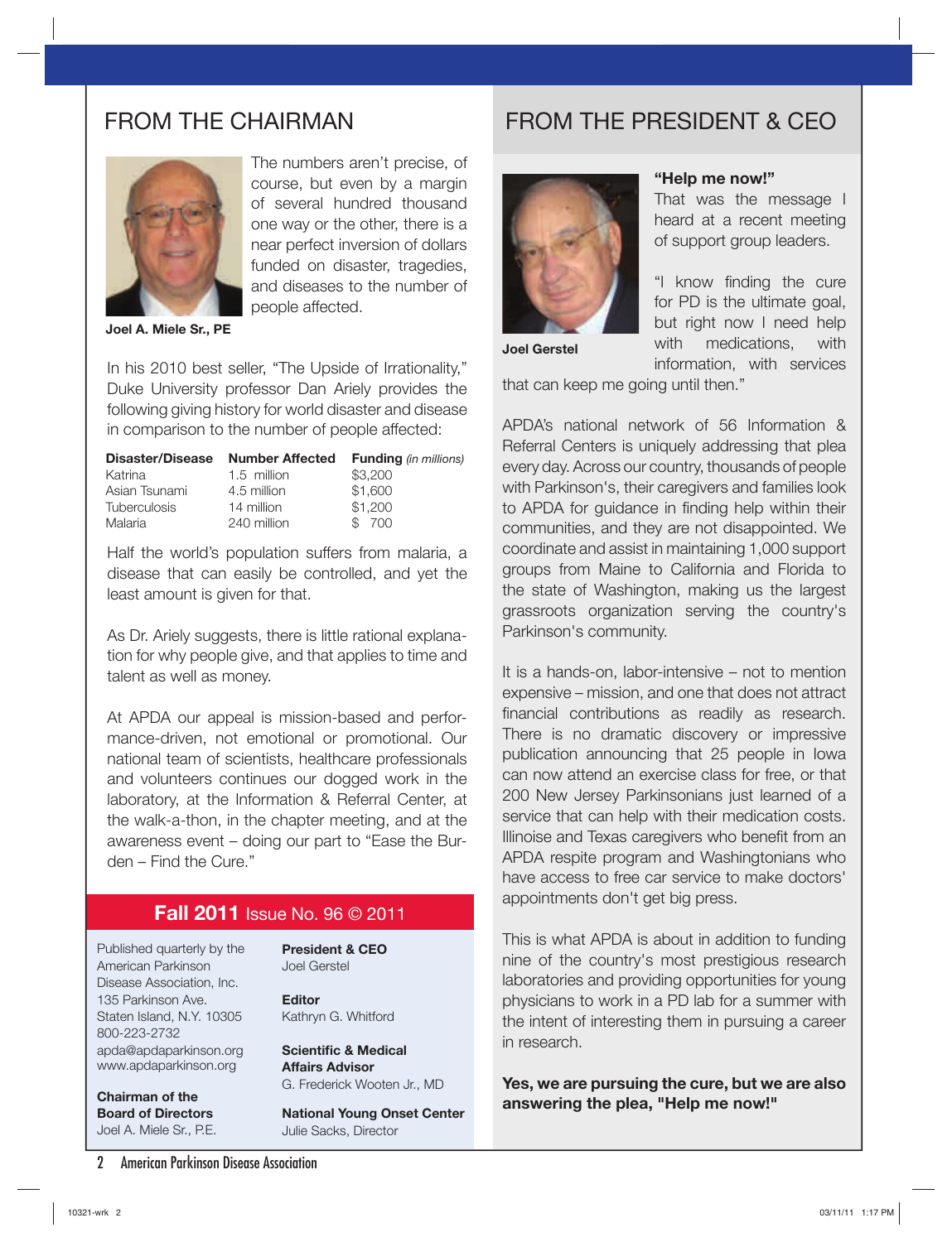## FROM THE CHAIRMAN

The numbers aren't precise, of course, but even by a margin of several hundred thousand one way or the other, there is a near perfect inversion of dollars funded on disaster, tragedies, and diseases to the number of people affected.

**Joel A. Miele Sr., PE**

In his 2010 best seller, "The Upside of Irrationality," Duke University professor Dan Ariely provides the following giving history for world disaster and disease in comparison to the number of people affected:

| Disaster/Disease | Number Affected | Funding *(in millions)* |
|---|---|---|
| Katrina | 1.5 million | $3,200 |
| Asian Tsunami | 4.5 million | $1,600 |
| Tuberculosis | 14 million | $1,200 |
| Malaria | 240 million | $ 700 |

Half the world's population suffers from malaria, a disease that can easily be controlled, and yet the least amount is given for that.

As Dr. Ariely suggests, there is little rational explanation for why people give, and that applies to time and talent as well as money.

At APDA our appeal is mission-based and performance-driven, not emotional or promotional. Our national team of scientists, healthcare professionals and volunteers continues our dogged work in the laboratory, at the Information & Referral Center, at the walk-a-thon, in the chapter meeting, and at the awareness event – doing our part to "Ease the Burden – Find the Cure."

**Fall 2011** Issue No. 96 © 2011

Published quarterly by the American Parkinson Disease Association, Inc.
135 Parkinson Ave.
Staten Island, N.Y. 10305
800-223-2732
apda@apdaparkinson.org
www.apdaparkinson.org

**Chairman of the Board of Directors**
Joel A. Miele Sr., P.E.

**President & CEO**
Joel Gerstel

**Editor**
Kathryn G. Whitford

**Scientific & Medical Affairs Advisor**
G. Frederick Wooten Jr., MD

**National Young Onset Center**
Julie Sacks, Director

## FROM THE PRESIDENT & CEO

**Joel Gerstel**

**"Help me now!"**
That was the message I heard at a recent meeting of support group leaders.

"I know finding the cure for PD is the ultimate goal, but right now I need help with medications, with information, with services that can keep me going until then."

APDA's national network of 56 Information & Referral Centers is uniquely addressing that plea every day. Across our country, thousands of people with Parkinson's, their caregivers and families look to APDA for guidance in finding help within their communities, and they are not disappointed. We coordinate and assist in maintaining 1,000 support groups from Maine to California and Florida to the state of Washington, making us the largest grassroots organization serving the country's Parkinson's community.

It is a hands-on, labor-intensive – not to mention expensive – mission, and one that does not attract financial contributions as readily as research. There is no dramatic discovery or impressive publication announcing that 25 people in Iowa can now attend an exercise class for free, or that 200 New Jersey Parkinsonians just learned of a service that can help with their medication costs. Illinoise and Texas caregivers who benefit from an APDA respite program and Washingtonians who have access to free car service to make doctors' appointments don't get big press.

This is what APDA is about in addition to funding nine of the country's most prestigious research laboratories and providing opportunities for young physicians to work in a PD lab for a summer with the intent of interesting them in pursuing a career in research.

**Yes, we are pursuing the cure, but we are also answering the plea, "Help me now!"**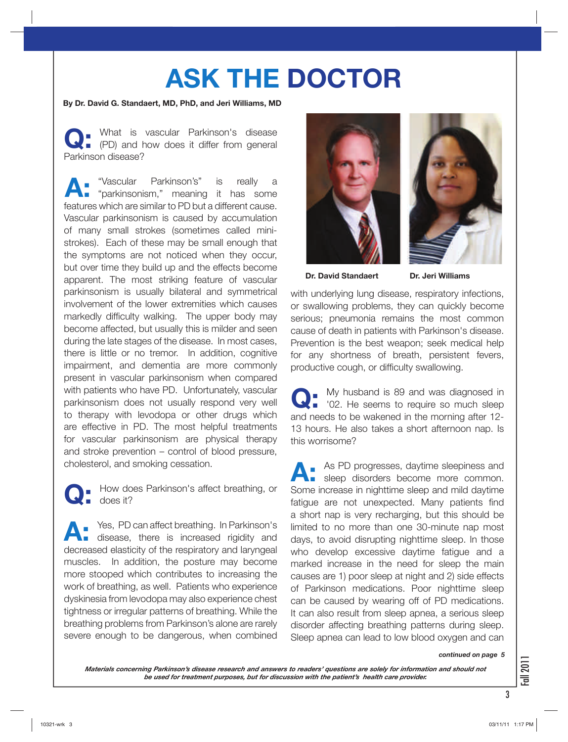# ASK THE DOCTOR

**By Dr. David G. Standaert, MD, PhD, and Jeri Williams, MD**

**Q:** What is vascular Parkinson's disease (PD) and how does it differ from general Parkinson disease?

**A:** "Vascular Parkinson's" is really a "parkinsonism," meaning it has some features which are similar to PD but a different cause. Vascular parkinsonism is caused by accumulation of many small strokes (sometimes called mini-strokes). Each of these may be small enough that the symptoms are not noticed when they occur, but over time they build up and the effects become apparent. The most striking feature of vascular parkinsonism is usually bilateral and symmetrical involvement of the lower extremities which causes markedly difficulty walking. The upper body may become affected, but usually this is milder and seen during the late stages of the disease. In most cases, there is little or no tremor. In addition, cognitive impairment, and dementia are more commonly present in vascular parkinsonism when compared with patients who have PD. Unfortunately, vascular parkinsonism does not usually respond very well to therapy with levodopa or other drugs which are effective in PD. The most helpful treatments for vascular parkinsonism are physical therapy and stroke prevention – control of blood pressure, cholesterol, and smoking cessation.

**Q:** How does Parkinson's affect breathing, or does it?

**A:** Yes, PD can affect breathing. In Parkinson's disease, there is increased rigidity and decreased elasticity of the respiratory and laryngeal muscles. In addition, the posture may become more stooped which contributes to increasing the work of breathing, as well. Patients who experience dyskinesia from levodopa may also experience chest tightness or irregular patterns of breathing. While the breathing problems from Parkinson's alone are rarely severe enough to be dangerous, when combined with underlying lung disease, respiratory infections, or swallowing problems, they can quickly become serious; pneumonia remains the most common cause of death in patients with Parkinson's disease. Prevention is the best weapon; seek medical help for any shortness of breath, persistent fevers, productive cough, or difficulty swallowing.

**Dr. David Standaert** **Dr. Jeri Williams**

**Q:** My husband is 89 and was diagnosed in '02. He seems to require so much sleep and needs to be wakened in the morning after 12-13 hours. He also takes a short afternoon nap. Is this worrisome?

**A:** As PD progresses, daytime sleepiness and sleep disorders become more common. Some increase in nighttime sleep and mild daytime fatigue are not unexpected. Many patients find a short nap is very recharging, but this should be limited to no more than one 30-minute nap most days, to avoid disrupting nighttime sleep. In those who develop excessive daytime fatigue and a marked increase in the need for sleep the main causes are 1) poor sleep at night and 2) side effects of Parkinson medications. Poor nighttime sleep can be caused by wearing off of PD medications. It can also result from sleep apnea, a serious sleep disorder affecting breathing patterns during sleep. Sleep apnea can lead to low blood oxygen and can

***continued on page 5***

***Materials concerning Parkinson's disease research and answers to readers' questions are solely for information and should not be used for treatment purposes, but for discussion with the patient's health care provider.***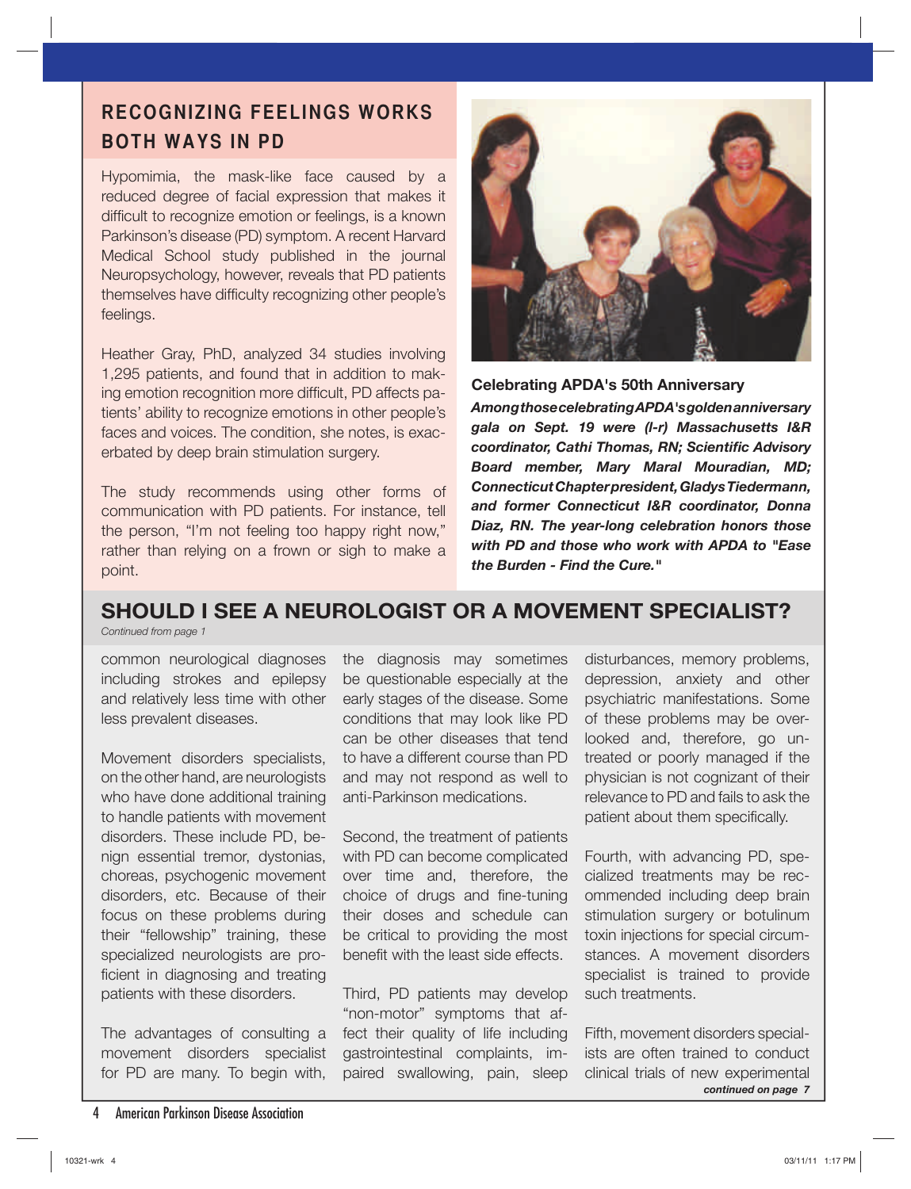## RECOGNIZING FEELINGS WORKS BOTH WAYS IN PD

Hypomimia, the mask-like face caused by a reduced degree of facial expression that makes it difficult to recognize emotion or feelings, is a known Parkinson's disease (PD) symptom. A recent Harvard Medical School study published in the journal Neuropsychology, however, reveals that PD patients themselves have difficulty recognizing other people's feelings.

Heather Gray, PhD, analyzed 34 studies involving 1,295 patients, and found that in addition to making emotion recognition more difficult, PD affects patients' ability to recognize emotions in other people's faces and voices. The condition, she notes, is exacerbated by deep brain stimulation surgery.

The study recommends using other forms of communication with PD patients. For instance, tell the person, "I'm not feeling too happy right now," rather than relying on a frown or sigh to make a point.

**Celebrating APDA's 50th Anniversary**

***Among those celebrating APDA's golden anniversary gala on Sept. 19 were (l-r) Massachusetts I&R coordinator, Cathi Thomas, RN; Scientific Advisory Board member, Mary Maral Mouradian, MD; Connecticut Chapter president, Gladys Tiedermann, and former Connecticut I&R coordinator, Donna Diaz, RN. The year-long celebration honors those with PD and those who work with APDA to "Ease the Burden - Find the Cure."***

## SHOULD I SEE A NEUROLOGIST OR A MOVEMENT SPECIALIST?

*Continued from page 1*

common neurological diagnoses including strokes and epilepsy and relatively less time with other less prevalent diseases.

Movement disorders specialists, on the other hand, are neurologists who have done additional training to handle patients with movement disorders. These include PD, benign essential tremor, dystonias, choreas, psychogenic movement disorders, etc. Because of their focus on these problems during their "fellowship" training, these specialized neurologists are proficient in diagnosing and treating patients with these disorders.

The advantages of consulting a movement disorders specialist for PD are many. To begin with, the diagnosis may sometimes be questionable especially at the early stages of the disease. Some conditions that may look like PD can be other diseases that tend to have a different course than PD and may not respond as well to anti-Parkinson medications.

Second, the treatment of patients with PD can become complicated over time and, therefore, the choice of drugs and fine-tuning their doses and schedule can be critical to providing the most benefit with the least side effects.

Third, PD patients may develop "non-motor" symptoms that affect their quality of life including gastrointestinal complaints, impaired swallowing, pain, sleep disturbances, memory problems, depression, anxiety and other psychiatric manifestations. Some of these problems may be overlooked and, therefore, go untreated or poorly managed if the physician is not cognizant of their relevance to PD and fails to ask the patient about them specifically.

Fourth, with advancing PD, specialized treatments may be recommended including deep brain stimulation surgery or botulinum toxin injections for special circumstances. A movement disorders specialist is trained to provide such treatments.

Fifth, movement disorders specialists are often trained to conduct clinical trials of new experimental

*continued on page 7*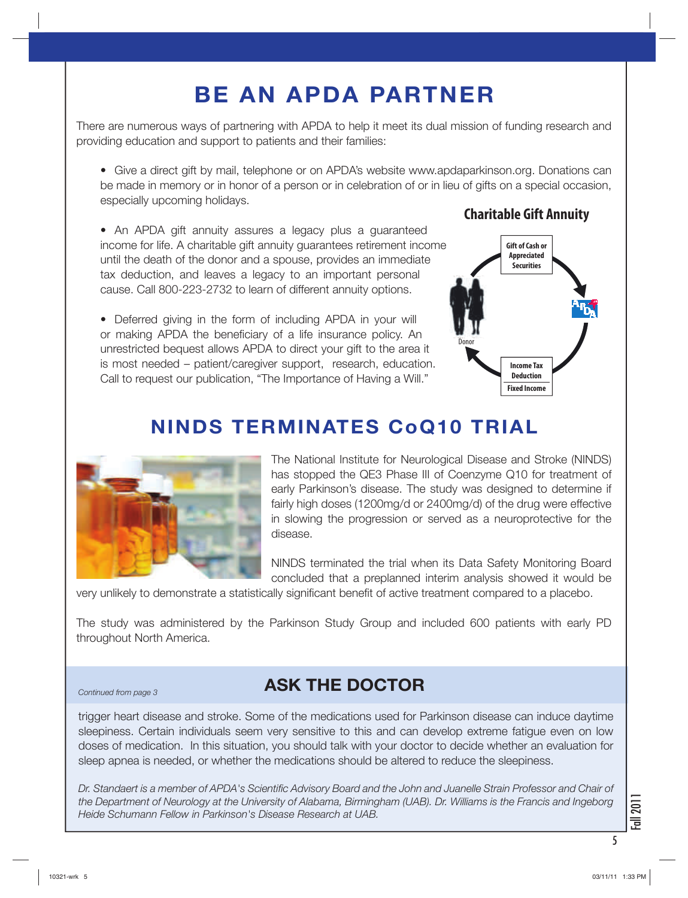# BE AN APDA PARTNER

There are numerous ways of partnering with APDA to help it meet its dual mission of funding research and providing education and support to patients and their families:

- Give a direct gift by mail, telephone or on APDA's website www.apdaparkinson.org. Donations can be made in memory or in honor of a person or in celebration of or in lieu of gifts on a special occasion, especially upcoming holidays.

- An APDA gift annuity assures a legacy plus a guaranteed income for life. A charitable gift annuity guarantees retirement income until the death of the donor and a spouse, provides an immediate tax deduction, and leaves a legacy to an important personal cause. Call 800-223-2732 to learn of different annuity options.

- Deferred giving in the form of including APDA in your will or making APDA the beneficiary of a life insurance policy. An unrestricted bequest allows APDA to direct your gift to the area it is most needed – patient/caregiver support, research, education. Call to request our publication, "The Importance of Having a Will."

**Charitable Gift Annuity**

Gift of Cash or Appreciated Securities → APDA → Income Tax Deduction / Fixed Income → Donor

# NINDS TERMINATES CoQ10 TRIAL

The National Institute for Neurological Disease and Stroke (NINDS) has stopped the QE3 Phase III of Coenzyme Q10 for treatment of early Parkinson's disease. The study was designed to determine if fairly high doses (1200mg/d or 2400mg/d) of the drug were effective in slowing the progression or served as a neuroprotective for the disease.

NINDS terminated the trial when its Data Safety Monitoring Board concluded that a preplanned interim analysis showed it would be very unlikely to demonstrate a statistically significant benefit of active treatment compared to a placebo.

The study was administered by the Parkinson Study Group and included 600 patients with early PD throughout North America.

# ASK THE DOCTOR

*Continued from page 3*

trigger heart disease and stroke. Some of the medications used for Parkinson disease can induce daytime sleepiness. Certain individuals seem very sensitive to this and can develop extreme fatigue even on low doses of medication. In this situation, you should talk with your doctor to decide whether an evaluation for sleep apnea is needed, or whether the medications should be altered to reduce the sleepiness.

*Dr. Standaert is a member of APDA's Scientific Advisory Board and the John and Juanelle Strain Professor and Chair of the Department of Neurology at the University of Alabama, Birmingham (UAB). Dr. Williams is the Francis and Ingeborg Heide Schumann Fellow in Parkinson's Disease Research at UAB.*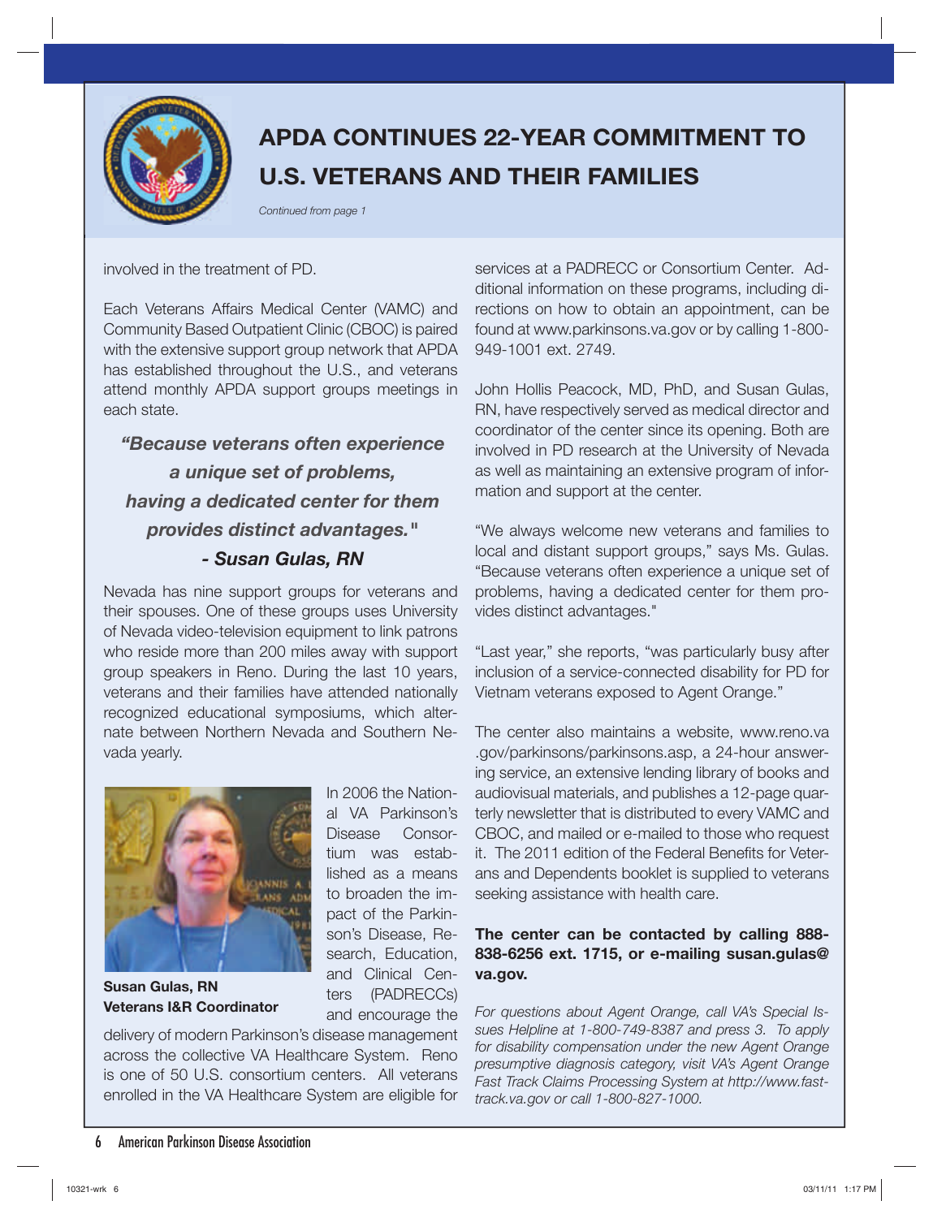# APDA CONTINUES 22-YEAR COMMITMENT TO U.S. VETERANS AND THEIR FAMILIES

*Continued from page 1*

involved in the treatment of PD.

Each Veterans Affairs Medical Center (VAMC) and Community Based Outpatient Clinic (CBOC) is paired with the extensive support group network that APDA has established throughout the U.S., and veterans attend monthly APDA support groups meetings in each state.

***"Because veterans often experience a unique set of problems, having a dedicated center for them provides distinct advantages."***
***- Susan Gulas, RN***

Nevada has nine support groups for veterans and their spouses. One of these groups uses University of Nevada video-television equipment to link patrons who reside more than 200 miles away with support group speakers in Reno. During the last 10 years, veterans and their families have attended nationally recognized educational symposiums, which alternate between Northern Nevada and Southern Nevada yearly.

**Susan Gulas, RN**
**Veterans I&R Coordinator**

In 2006 the National VA Parkinson's Disease Consortium was established as a means to broaden the impact of the Parkinson's Disease, Research, Education, and Clinical Centers (PADRECCs) and encourage the delivery of modern Parkinson's disease management across the collective VA Healthcare System. Reno is one of 50 U.S. consortium centers. All veterans enrolled in the VA Healthcare System are eligible for services at a PADRECC or Consortium Center. Additional information on these programs, including directions on how to obtain an appointment, can be found at www.parkinsons.va.gov or by calling 1-800-949-1001 ext. 2749.

John Hollis Peacock, MD, PhD, and Susan Gulas, RN, have respectively served as medical director and coordinator of the center since its opening. Both are involved in PD research at the University of Nevada as well as maintaining an extensive program of information and support at the center.

"We always welcome new veterans and families to local and distant support groups," says Ms. Gulas. "Because veterans often experience a unique set of problems, having a dedicated center for them provides distinct advantages."

"Last year," she reports, "was particularly busy after inclusion of a service-connected disability for PD for Vietnam veterans exposed to Agent Orange."

The center also maintains a website, www.reno.va.gov/parkinsons/parkinsons.asp, a 24-hour answering service, an extensive lending library of books and audiovisual materials, and publishes a 12-page quarterly newsletter that is distributed to every VAMC and CBOC, and mailed or e-mailed to those who request it. The 2011 edition of the Federal Benefits for Veterans and Dependents booklet is supplied to veterans seeking assistance with health care.

**The center can be contacted by calling 888-838-6256 ext. 1715, or e-mailing susan.gulas@va.gov.**

*For questions about Agent Orange, call VA's Special Issues Helpline at 1-800-749-8387 and press 3. To apply for disability compensation under the new Agent Orange presumptive diagnosis category, visit VA's Agent Orange Fast Track Claims Processing System at http://www.fasttrack.va.gov or call 1-800-827-1000.*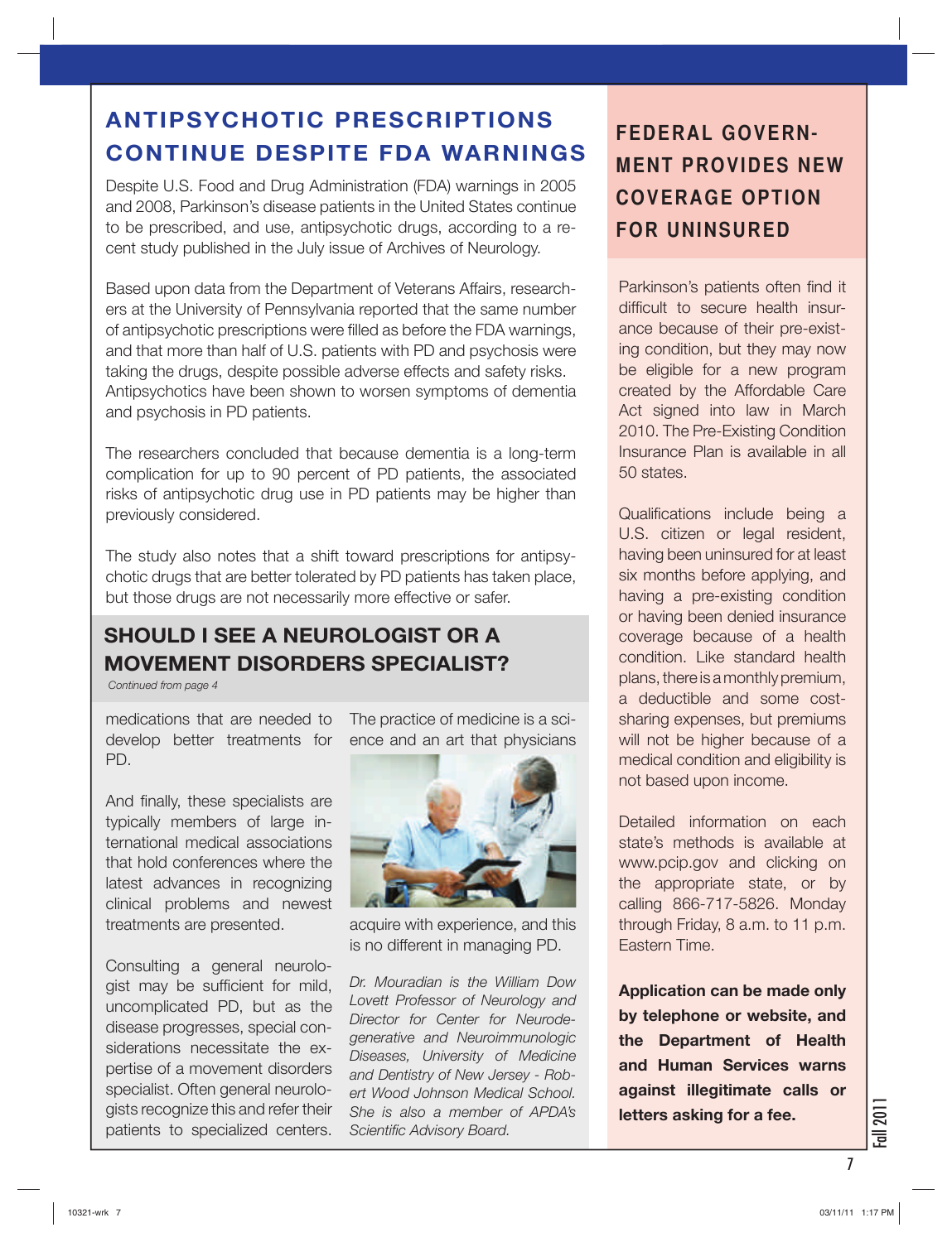## ANTIPSYCHOTIC PRESCRIPTIONS CONTINUE DESPITE FDA WARNINGS

Despite U.S. Food and Drug Administration (FDA) warnings in 2005 and 2008, Parkinson's disease patients in the United States continue to be prescribed, and use, antipsychotic drugs, according to a recent study published in the July issue of Archives of Neurology.

Based upon data from the Department of Veterans Affairs, researchers at the University of Pennsylvania reported that the same number of antipsychotic prescriptions were filled as before the FDA warnings, and that more than half of U.S. patients with PD and psychosis were taking the drugs, despite possible adverse effects and safety risks. Antipsychotics have been shown to worsen symptoms of dementia and psychosis in PD patients.

The researchers concluded that because dementia is a long-term complication for up to 90 percent of PD patients, the associated risks of antipsychotic drug use in PD patients may be higher than previously considered.

The study also notes that a shift toward prescriptions for antipsychotic drugs that are better tolerated by PD patients has taken place, but those drugs are not necessarily more effective or safer.

## SHOULD I SEE A NEUROLOGIST OR A MOVEMENT DISORDERS SPECIALIST?

*Continued from page 4*

medications that are needed to develop better treatments for PD.

And finally, these specialists are typically members of large international medical associations that hold conferences where the latest advances in recognizing clinical problems and newest treatments are presented.

Consulting a general neurologist may be sufficient for mild, uncomplicated PD, but as the disease progresses, special considerations necessitate the expertise of a movement disorders specialist. Often general neurologists recognize this and refer their patients to specialized centers. The practice of medicine is a science and an art that physicians acquire with experience, and this is no different in managing PD.

*Dr. Mouradian is the William Dow Lovett Professor of Neurology and Director for Center for Neurodegenerative and Neuroimmunologic Diseases, University of Medicine and Dentistry of New Jersey - Robert Wood Johnson Medical School. She is also a member of APDA's Scientific Advisory Board.*

## FEDERAL GOVERNMENT PROVIDES NEW COVERAGE OPTION FOR UNINSURED

Parkinson's patients often find it difficult to secure health insurance because of their pre-existing condition, but they may now be eligible for a new program created by the Affordable Care Act signed into law in March 2010. The Pre-Existing Condition Insurance Plan is available in all 50 states.

Qualifications include being a U.S. citizen or legal resident, having been uninsured for at least six months before applying, and having a pre-existing condition or having been denied insurance coverage because of a health condition. Like standard health plans, there is a monthly premium, a deductible and some cost-sharing expenses, but premiums will not be higher because of a medical condition and eligibility is not based upon income.

Detailed information on each state's methods is available at www.pcip.gov and clicking on the appropriate state, or by calling 866-717-5826. Monday through Friday, 8 a.m. to 11 p.m. Eastern Time.

**Application can be made only by telephone or website, and the Department of Health and Human Services warns against illegitimate calls or letters asking for a fee.**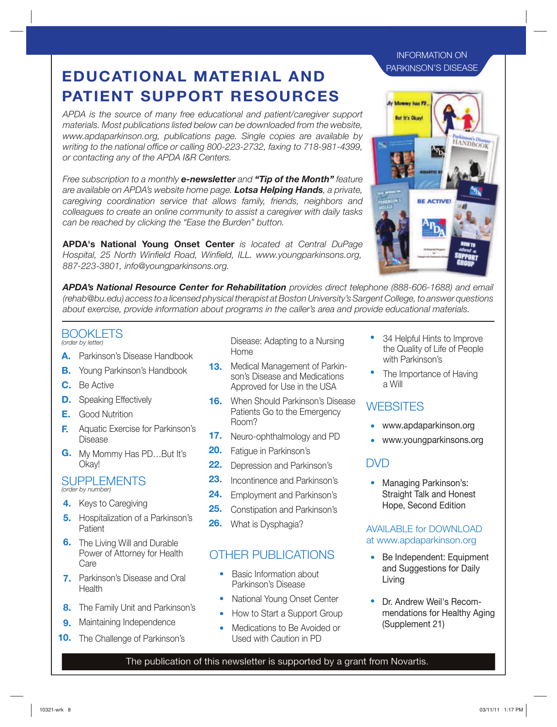INFORMATION ON PARKINSON'S DISEASE

# EDUCATIONAL MATERIAL AND PATIENT SUPPORT RESOURCES

*APDA is the source of many free educational and patient/caregiver support materials. Most publications listed below can be downloaded from the website, www.apdaparkinson.org, publications page. Single copies are available by writing to the national office or calling 800-223-2732, faxing to 718-981-4399, or contacting any of the APDA I&R Centers.*

*Free subscription to a monthly* ***e-newsletter*** *and* ***"Tip of the Month"*** *feature are available on APDA's website home page.* ***Lotsa Helping Hands****, a private, caregiving coordination service that allows family, friends, neighbors and colleagues to create an online community to assist a caregiver with daily tasks can be reached by clicking the "Ease the Burden" button.*

**APDA's National Young Onset Center** *is located at Central DuPage Hospital, 25 North Winfield Road, Winfield, ILL. www.youngparkinsons.org, 887-223-3801, info@youngparkinsons.org.*

***APDA's National Resource Center for Rehabilitation*** *provides direct telephone (888-606-1688) and email (rehab@bu.edu) access to a licensed physical therapist at Boston University's Sargent College, to answer questions about exercise, provide information about programs in the caller's area and provide educational materials.*

## BOOKLETS
*(order by letter)*

- **A.** Parkinson's Disease Handbook
- **B.** Young Parkinson's Handbook
- **C.** Be Active
- **D.** Speaking Effectively
- **E.** Good Nutrition
- **F.** Aquatic Exercise for Parkinson's Disease
- **G.** My Mommy Has PD…But It's Okay!

## SUPPLEMENTS
*(order by number)*

- **4.** Keys to Caregiving
- **5.** Hospitalization of a Parkinson's Patient
- **6.** The Living Will and Durable Power of Attorney for Health Care
- **7.** Parkinson's Disease and Oral Health
- **8.** The Family Unit and Parkinson's
- **9.** Maintaining Independence
- **10.** The Challenge of Parkinson's Disease: Adapting to a Nursing Home
- **13.** Medical Management of Parkinson's Disease and Medications Approved for Use in the USA
- **16.** When Should Parkinson's Disease Patients Go to the Emergency Room?
- **17.** Neuro-ophthalmology and PD
- **20.** Fatigue in Parkinson's
- **22.** Depression and Parkinson's
- **23.** Incontinence and Parkinson's
- **24.** Employment and Parkinson's
- **25.** Constipation and Parkinson's
- **26.** What is Dysphagia?

## OTHER PUBLICATIONS

- Basic Information about Parkinson's Disease
- National Young Onset Center
- How to Start a Support Group
- Medications to Be Avoided or Used with Caution in PD
- 34 Helpful Hints to Improve the Quality of Life of People with Parkinson's
- The Importance of Having a Will

## WEBSITES

- www.apdaparkinson.org
- www.youngparkinsons.org

## DVD

- Managing Parkinson's: Straight Talk and Honest Hope, Second Edition

### AVAILABLE for DOWNLOAD at www.apdaparkinson.org

- Be Independent: Equipment and Suggestions for Daily Living
- Dr. Andrew Weil's Recommendations for Healthy Aging (Supplement 21)

The publication of this newsletter is supported by a grant from Novartis.